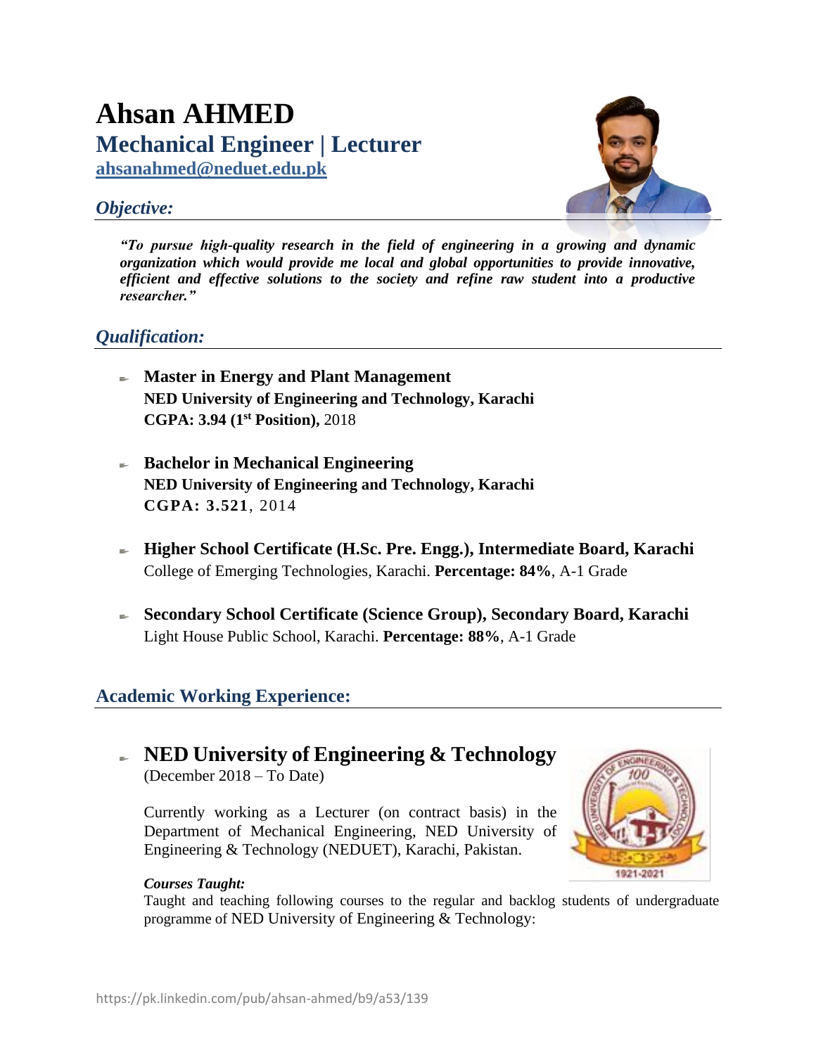# Ahsan AHMED

## Mechanical Engineer | Lecturer

**ahsanahmed@neduet.edu.pk**

## *Objective:*

***"To pursue high-quality research in the field of engineering in a growing and dynamic organization which would provide me local and global opportunities to provide innovative, efficient and effective solutions to the society and refine raw student into a productive researcher."***

## *Qualification:*

- **Master in Energy and Plant Management**
  **NED University of Engineering and Technology, Karachi**
  **CGPA: 3.94 (1st Position),** 2018

- **Bachelor in Mechanical Engineering**
  **NED University of Engineering and Technology, Karachi**
  **CGPA: 3.521**, 2014

- **Higher School Certificate (H.Sc. Pre. Engg.), Intermediate Board, Karachi**
  College of Emerging Technologies, Karachi. **Percentage: 84%**, A-1 Grade

- **Secondary School Certificate (Science Group), Secondary Board, Karachi**
  Light House Public School, Karachi. **Percentage: 88%**, A-1 Grade

## Academic Working Experience:

- ### NED University of Engineering & Technology
  (December 2018 – To Date)

  Currently working as a Lecturer (on contract basis) in the Department of Mechanical Engineering, NED University of Engineering & Technology (NEDUET), Karachi, Pakistan.

  ***Courses Taught:***
  Taught and teaching following courses to the regular and backlog students of undergraduate programme of NED University of Engineering & Technology: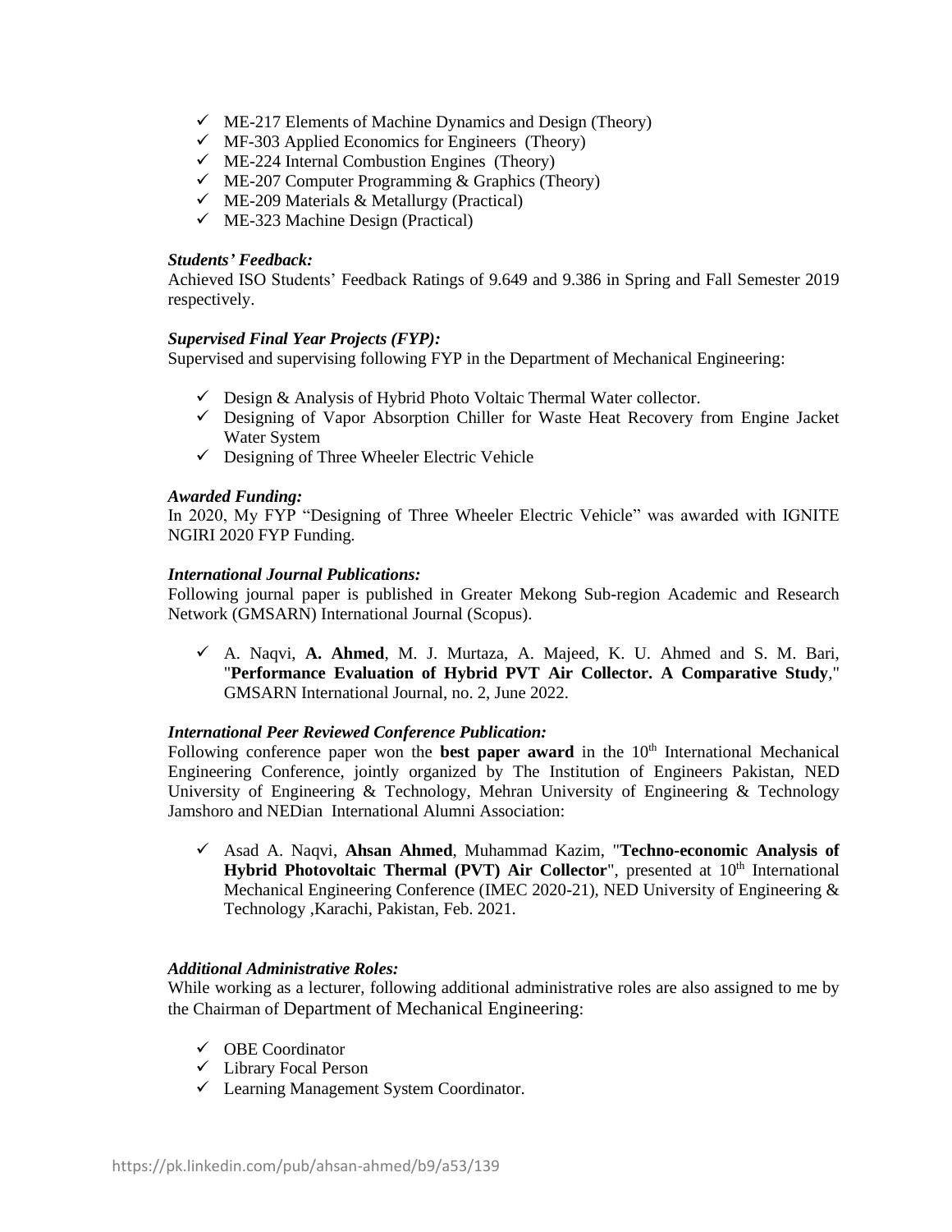- ✓ ME-217 Elements of Machine Dynamics and Design (Theory)
- ✓ MF-303 Applied Economics for Engineers (Theory)
- ✓ ME-224 Internal Combustion Engines (Theory)
- ✓ ME-207 Computer Programming & Graphics (Theory)
- ✓ ME-209 Materials & Metallurgy (Practical)
- ✓ ME-323 Machine Design (Practical)

***Students' Feedback:***

Achieved ISO Students' Feedback Ratings of 9.649 and 9.386 in Spring and Fall Semester 2019 respectively.

***Supervised Final Year Projects (FYP):***

Supervised and supervising following FYP in the Department of Mechanical Engineering:

- ✓ Design & Analysis of Hybrid Photo Voltaic Thermal Water collector.
- ✓ Designing of Vapor Absorption Chiller for Waste Heat Recovery from Engine Jacket Water System
- ✓ Designing of Three Wheeler Electric Vehicle

***Awarded Funding:***

In 2020, My FYP "Designing of Three Wheeler Electric Vehicle" was awarded with IGNITE NGIRI 2020 FYP Funding.

***International Journal Publications:***

Following journal paper is published in Greater Mekong Sub-region Academic and Research Network (GMSARN) International Journal (Scopus).

- ✓ A. Naqvi, **A. Ahmed**, M. J. Murtaza, A. Majeed, K. U. Ahmed and S. M. Bari, "**Performance Evaluation of Hybrid PVT Air Collector. A Comparative Study**," GMSARN International Journal, no. 2, June 2022.

***International Peer Reviewed Conference Publication:***

Following conference paper won the **best paper award** in the 10th International Mechanical Engineering Conference, jointly organized by The Institution of Engineers Pakistan, NED University of Engineering & Technology, Mehran University of Engineering & Technology Jamshoro and NEDian International Alumni Association:

- ✓ Asad A. Naqvi, **Ahsan Ahmed**, Muhammad Kazim, "**Techno-economic Analysis of Hybrid Photovoltaic Thermal (PVT) Air Collector**", presented at 10th International Mechanical Engineering Conference (IMEC 2020-21), NED University of Engineering & Technology ,Karachi, Pakistan, Feb. 2021.

***Additional Administrative Roles:***

While working as a lecturer, following additional administrative roles are also assigned to me by the Chairman of Department of Mechanical Engineering:

- ✓ OBE Coordinator
- ✓ Library Focal Person
- ✓ Learning Management System Coordinator.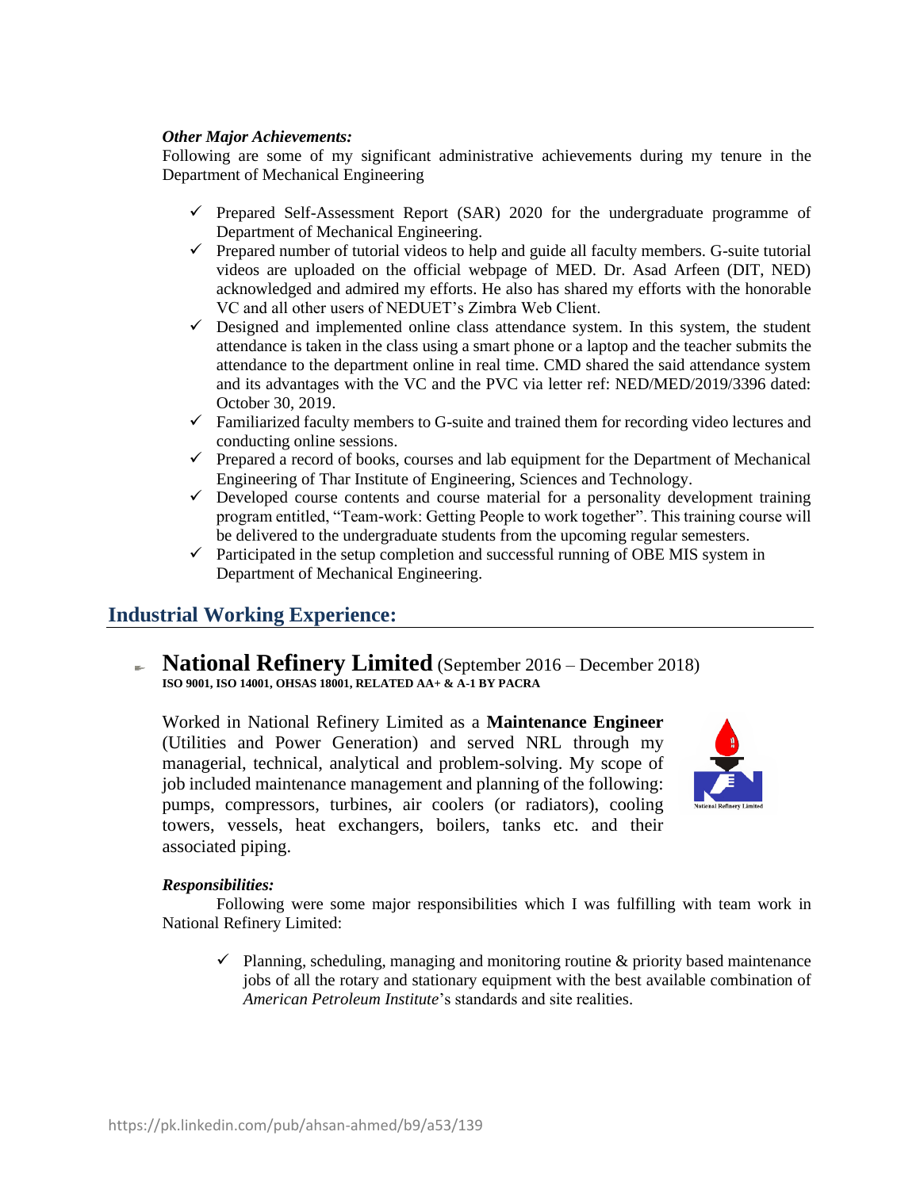***Other Major Achievements:***

Following are some of my significant administrative achievements during my tenure in the Department of Mechanical Engineering

- ✓ Prepared Self-Assessment Report (SAR) 2020 for the undergraduate programme of Department of Mechanical Engineering.
- ✓ Prepared number of tutorial videos to help and guide all faculty members. G-suite tutorial videos are uploaded on the official webpage of MED. Dr. Asad Arfeen (DIT, NED) acknowledged and admired my efforts. He also has shared my efforts with the honorable VC and all other users of NEDUET's Zimbra Web Client.
- ✓ Designed and implemented online class attendance system. In this system, the student attendance is taken in the class using a smart phone or a laptop and the teacher submits the attendance to the department online in real time. CMD shared the said attendance system and its advantages with the VC and the PVC via letter ref: NED/MED/2019/3396 dated: October 30, 2019.
- ✓ Familiarized faculty members to G-suite and trained them for recording video lectures and conducting online sessions.
- ✓ Prepared a record of books, courses and lab equipment for the Department of Mechanical Engineering of Thar Institute of Engineering, Sciences and Technology.
- ✓ Developed course contents and course material for a personality development training program entitled, "Team-work: Getting People to work together". This training course will be delivered to the undergraduate students from the upcoming regular semesters.
- ✓ Participated in the setup completion and successful running of OBE MIS system in Department of Mechanical Engineering.

## Industrial Working Experience:

### **National Refinery Limited** (September 2016 – December 2018)

**ISO 9001, ISO 14001, OHSAS 18001, RELATED AA+ & A-1 BY PACRA**

Worked in National Refinery Limited as a **Maintenance Engineer** (Utilities and Power Generation) and served NRL through my managerial, technical, analytical and problem-solving. My scope of job included maintenance management and planning of the following: pumps, compressors, turbines, air coolers (or radiators), cooling towers, vessels, heat exchangers, boilers, tanks etc. and their associated piping.

***Responsibilities:***

Following were some major responsibilities which I was fulfilling with team work in National Refinery Limited:

- ✓ Planning, scheduling, managing and monitoring routine & priority based maintenance jobs of all the rotary and stationary equipment with the best available combination of *American Petroleum Institute*'s standards and site realities.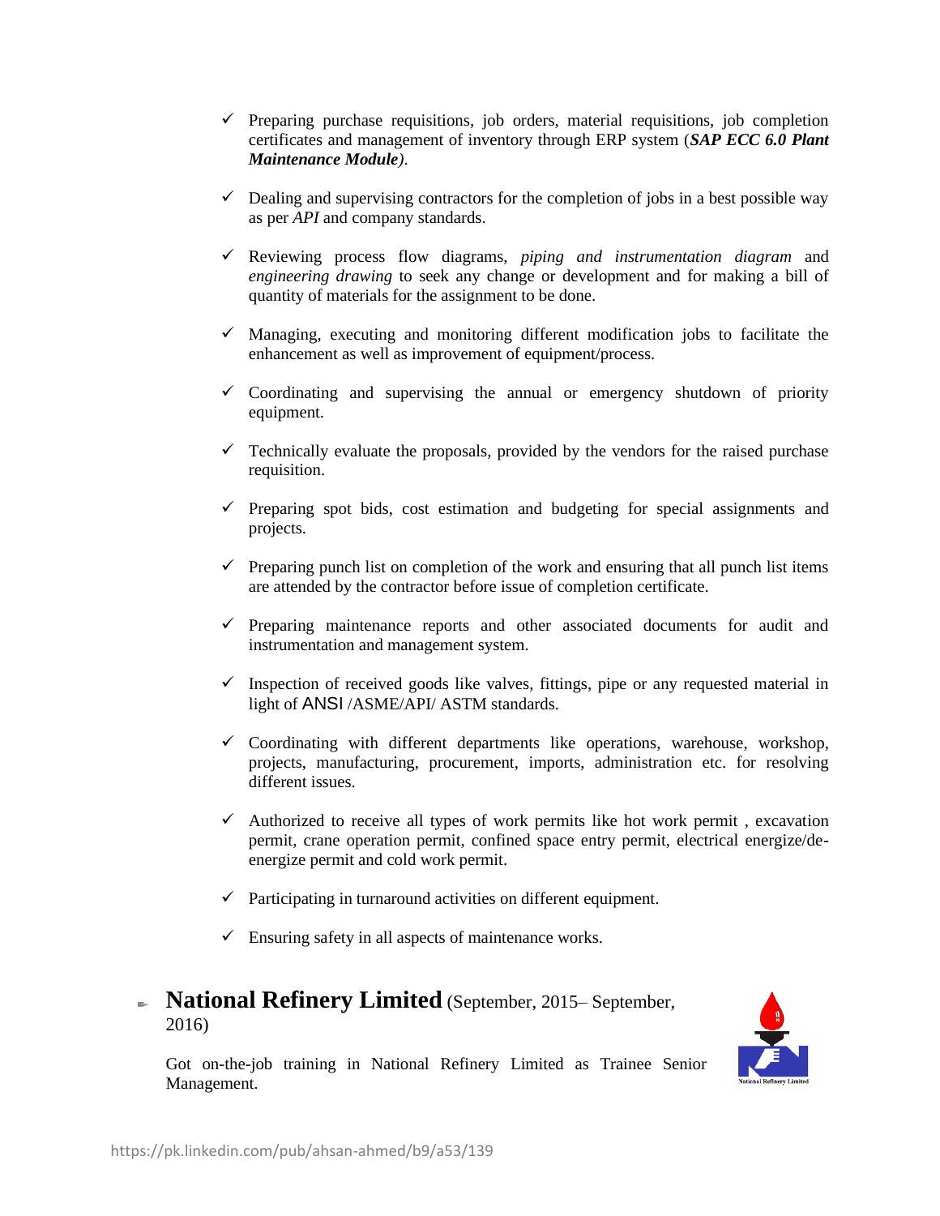- ✓ Preparing purchase requisitions, job orders, material requisitions, job completion certificates and management of inventory through ERP system (***SAP ECC 6.0 Plant Maintenance Module****)*.

- ✓ Dealing and supervising contractors for the completion of jobs in a best possible way as per *API* and company standards.

- ✓ Reviewing process flow diagrams, *piping and instrumentation diagram* and *engineering drawing* to seek any change or development and for making a bill of quantity of materials for the assignment to be done.

- ✓ Managing, executing and monitoring different modification jobs to facilitate the enhancement as well as improvement of equipment/process.

- ✓ Coordinating and supervising the annual or emergency shutdown of priority equipment.

- ✓ Technically evaluate the proposals, provided by the vendors for the raised purchase requisition.

- ✓ Preparing spot bids, cost estimation and budgeting for special assignments and projects.

- ✓ Preparing punch list on completion of the work and ensuring that all punch list items are attended by the contractor before issue of completion certificate.

- ✓ Preparing maintenance reports and other associated documents for audit and instrumentation and management system.

- ✓ Inspection of received goods like valves, fittings, pipe or any requested material in light of ANSI /ASME/API/ ASTM standards.

- ✓ Coordinating with different departments like operations, warehouse, workshop, projects, manufacturing, procurement, imports, administration etc. for resolving different issues.

- ✓ Authorized to receive all types of work permits like hot work permit , excavation permit, crane operation permit, confined space entry permit, electrical energize/de-energize permit and cold work permit.

- ✓ Participating in turnaround activities on different equipment.

- ✓ Ensuring safety in all aspects of maintenance works.

## **National Refinery Limited** (September, 2015– September, 2016)

Got on-the-job training in National Refinery Limited as Trainee Senior Management.

https://pk.linkedin.com/pub/ahsan-ahmed/b9/a53/139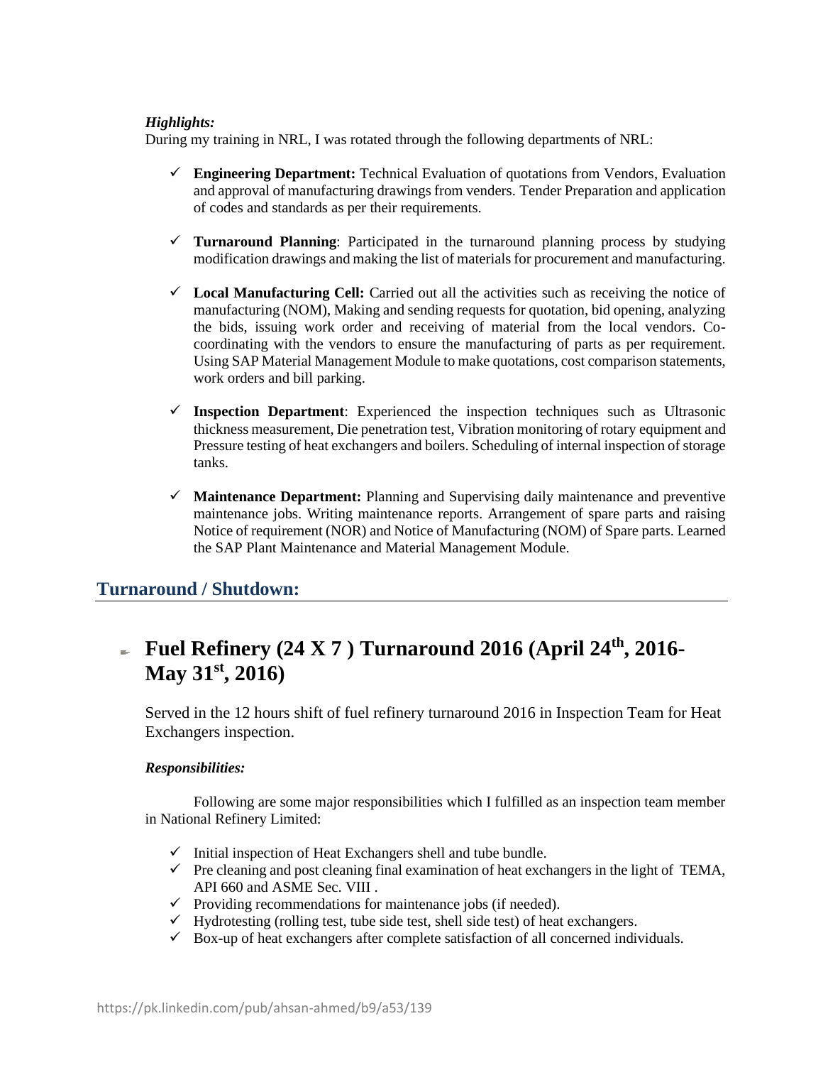***Highlights:***

During my training in NRL, I was rotated through the following departments of NRL:

- ✓ **Engineering Department:** Technical Evaluation of quotations from Vendors, Evaluation and approval of manufacturing drawings from venders. Tender Preparation and application of codes and standards as per their requirements.

- ✓ **Turnaround Planning**: Participated in the turnaround planning process by studying modification drawings and making the list of materials for procurement and manufacturing.

- ✓ **Local Manufacturing Cell:** Carried out all the activities such as receiving the notice of manufacturing (NOM), Making and sending requests for quotation, bid opening, analyzing the bids, issuing work order and receiving of material from the local vendors. Co-coordinating with the vendors to ensure the manufacturing of parts as per requirement. Using SAP Material Management Module to make quotations, cost comparison statements, work orders and bill parking.

- ✓ **Inspection Department**: Experienced the inspection techniques such as Ultrasonic thickness measurement, Die penetration test, Vibration monitoring of rotary equipment and Pressure testing of heat exchangers and boilers. Scheduling of internal inspection of storage tanks.

- ✓ **Maintenance Department:** Planning and Supervising daily maintenance and preventive maintenance jobs. Writing maintenance reports. Arrangement of spare parts and raising Notice of requirement (NOR) and Notice of Manufacturing (NOM) of Spare parts. Learned the SAP Plant Maintenance and Material Management Module.

## Turnaround / Shutdown:

### Fuel Refinery (24 X 7 ) Turnaround 2016 (April 24th, 2016- May 31st, 2016)

Served in the 12 hours shift of fuel refinery turnaround 2016 in Inspection Team for Heat Exchangers inspection.

***Responsibilities:***

Following are some major responsibilities which I fulfilled as an inspection team member in National Refinery Limited:

- ✓ Initial inspection of Heat Exchangers shell and tube bundle.
- ✓ Pre cleaning and post cleaning final examination of heat exchangers in the light of TEMA, API 660 and ASME Sec. VIII .
- ✓ Providing recommendations for maintenance jobs (if needed).
- ✓ Hydrotesting (rolling test, tube side test, shell side test) of heat exchangers.
- ✓ Box-up of heat exchangers after complete satisfaction of all concerned individuals.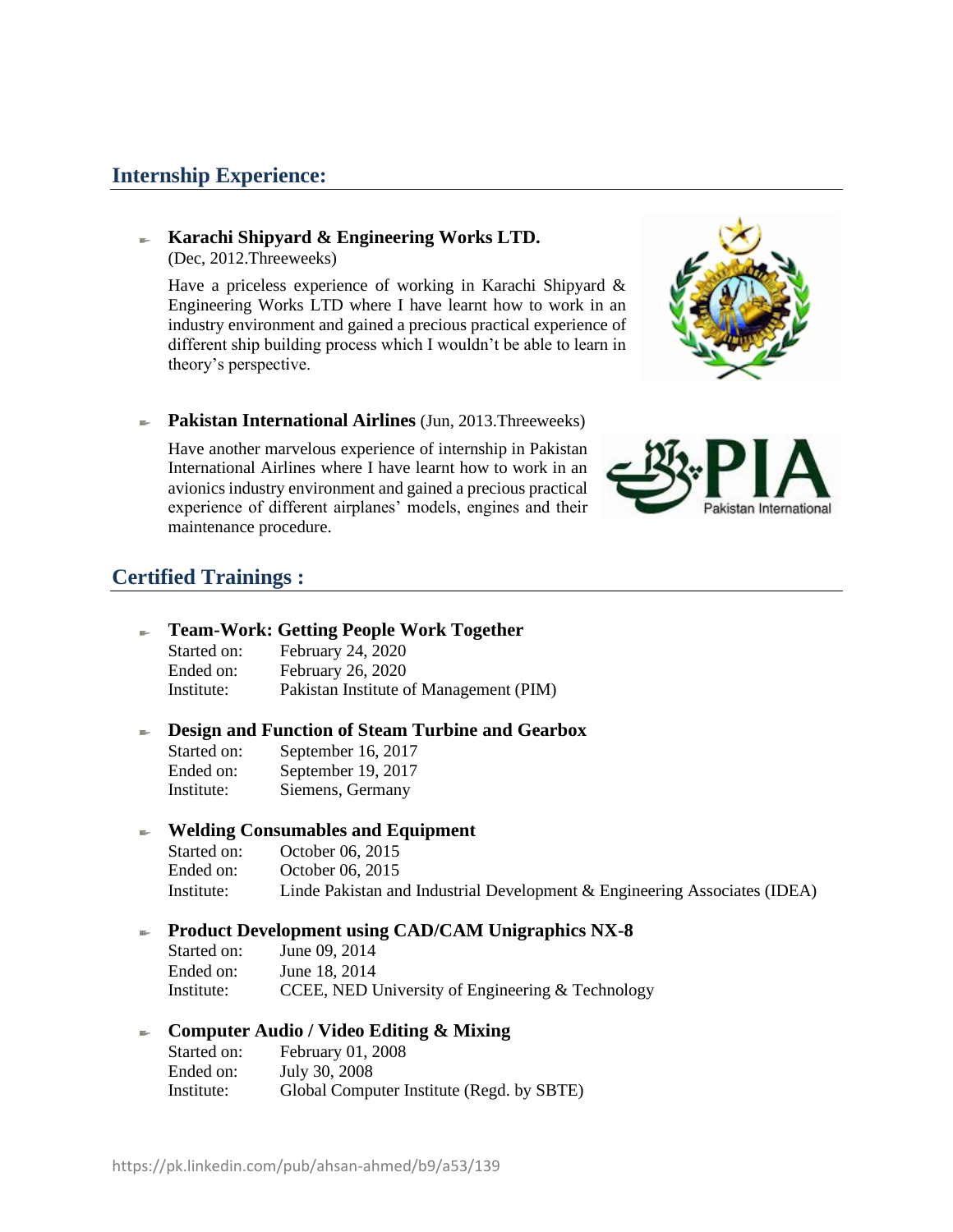## Internship Experience:

- **Karachi Shipyard & Engineering Works LTD.**
  (Dec, 2012.Threeweeks)

  Have a priceless experience of working in Karachi Shipyard & Engineering Works LTD where I have learnt how to work in an industry environment and gained a precious practical experience of different ship building process which I wouldn't be able to learn in theory's perspective.

- **Pakistan International Airlines** (Jun, 2013.Threeweeks)

  Have another marvelous experience of internship in Pakistan International Airlines where I have learnt how to work in an avionics industry environment and gained a precious practical experience of different airplanes' models, engines and their maintenance procedure.

## Certified Trainings :

- **Team-Work: Getting People Work Together**
  Started on: February 24, 2020
  Ended on: February 26, 2020
  Institute: Pakistan Institute of Management (PIM)

- **Design and Function of Steam Turbine and Gearbox**
  Started on: September 16, 2017
  Ended on: September 19, 2017
  Institute: Siemens, Germany

- **Welding Consumables and Equipment**
  Started on: October 06, 2015
  Ended on: October 06, 2015
  Institute: Linde Pakistan and Industrial Development & Engineering Associates (IDEA)

- **Product Development using CAD/CAM Unigraphics NX-8**
  Started on: June 09, 2014
  Ended on: June 18, 2014
  Institute: CCEE, NED University of Engineering & Technology

- **Computer Audio / Video Editing & Mixing**
  Started on: February 01, 2008
  Ended on: July 30, 2008
  Institute: Global Computer Institute (Regd. by SBTE)

https://pk.linkedin.com/pub/ahsan-ahmed/b9/a53/139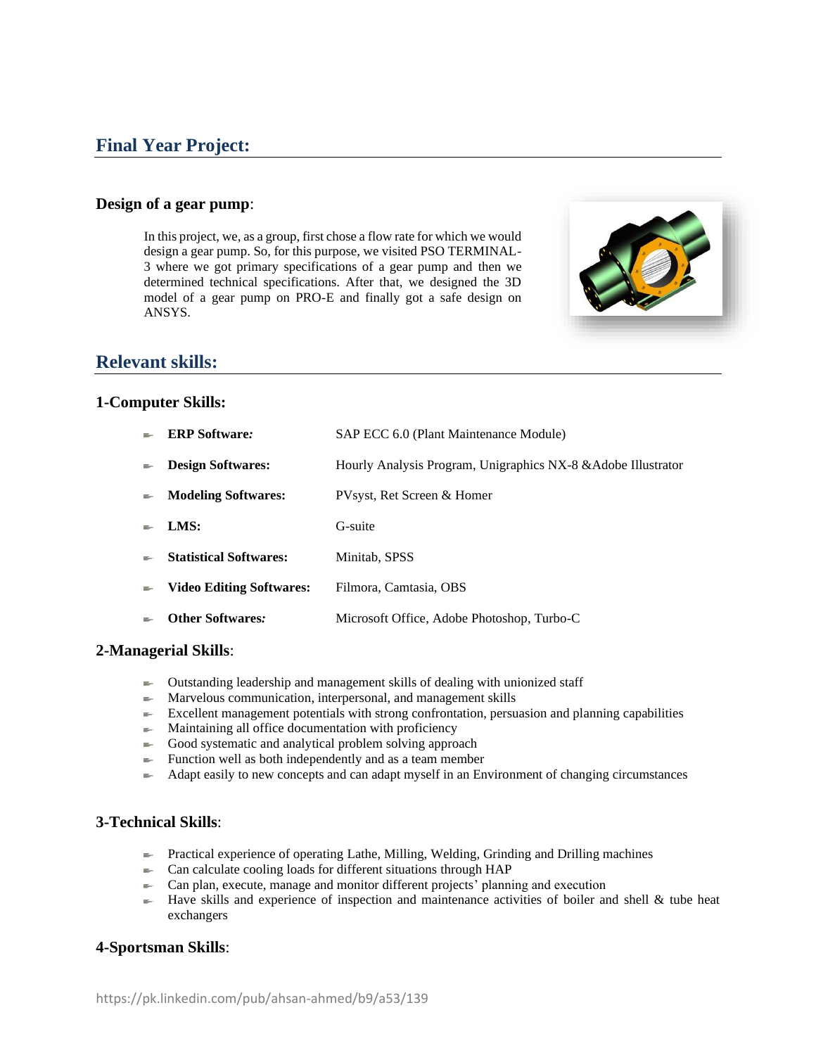## Final Year Project:

### Design of a gear pump:

In this project, we, as a group, first chose a flow rate for which we would design a gear pump. So, for this purpose, we visited PSO TERMINAL-3 where we got primary specifications of a gear pump and then we determined technical specifications. After that, we designed the 3D model of a gear pump on PRO-E and finally got a safe design on ANSYS.

## Relevant skills:

### 1-Computer Skills:

- **ERP Software:** SAP ECC 6.0 (Plant Maintenance Module)
- **Design Softwares:** Hourly Analysis Program, Unigraphics NX-8 &Adobe Illustrator
- **Modeling Softwares:** PVsyst, Ret Screen & Homer
- **LMS:** G-suite
- **Statistical Softwares:** Minitab, SPSS
- **Video Editing Softwares:** Filmora, Camtasia, OBS
- **Other Softwares:** Microsoft Office, Adobe Photoshop, Turbo-C

### 2-Managerial Skills:

- Outstanding leadership and management skills of dealing with unionized staff
- Marvelous communication, interpersonal, and management skills
- Excellent management potentials with strong confrontation, persuasion and planning capabilities
- Maintaining all office documentation with proficiency
- Good systematic and analytical problem solving approach
- Function well as both independently and as a team member
- Adapt easily to new concepts and can adapt myself in an Environment of changing circumstances

### 3-Technical Skills:

- Practical experience of operating Lathe, Milling, Welding, Grinding and Drilling machines
- Can calculate cooling loads for different situations through HAP
- Can plan, execute, manage and monitor different projects' planning and execution
- Have skills and experience of inspection and maintenance activities of boiler and shell & tube heat exchangers

### 4-Sportsman Skills: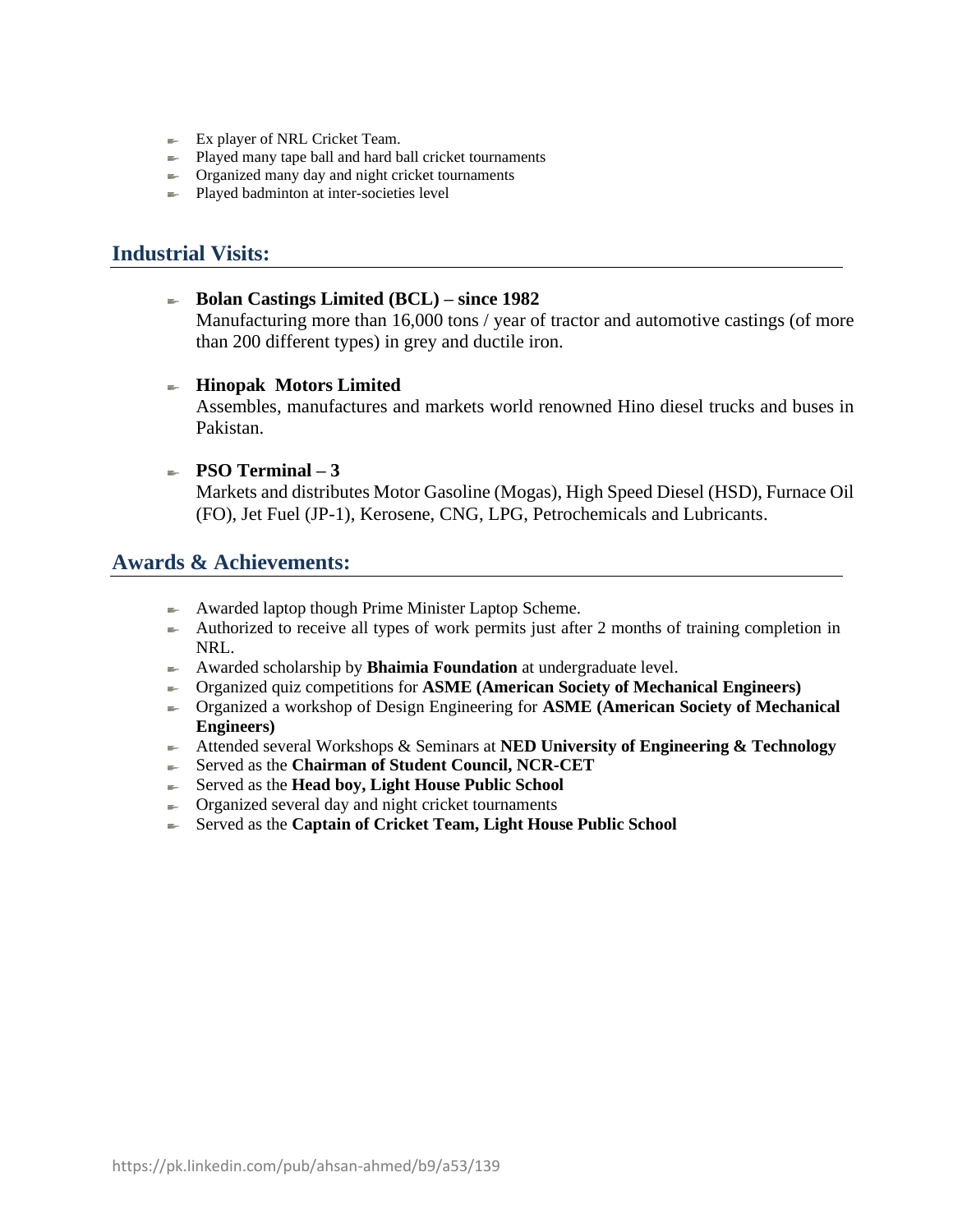- Ex player of NRL Cricket Team.
- Played many tape ball and hard ball cricket tournaments
- Organized many day and night cricket tournaments
- Played badminton at inter-societies level

## Industrial Visits:

- **Bolan Castings Limited (BCL) – since 1982**
  Manufacturing more than 16,000 tons / year of tractor and automotive castings (of more than 200 different types) in grey and ductile iron.

- **Hinopak Motors Limited**
  Assembles, manufactures and markets world renowned Hino diesel trucks and buses in Pakistan.

- **PSO Terminal – 3**
  Markets and distributes Motor Gasoline (Mogas), High Speed Diesel (HSD), Furnace Oil (FO), Jet Fuel (JP-1), Kerosene, CNG, LPG, Petrochemicals and Lubricants.

## Awards & Achievements:

- Awarded laptop though Prime Minister Laptop Scheme.
- Authorized to receive all types of work permits just after 2 months of training completion in NRL.
- Awarded scholarship by **Bhaimia Foundation** at undergraduate level.
- Organized quiz competitions for **ASME (American Society of Mechanical Engineers)**
- Organized a workshop of Design Engineering for **ASME (American Society of Mechanical Engineers)**
- Attended several Workshops & Seminars at **NED University of Engineering & Technology**
- Served as the **Chairman of Student Council, NCR-CET**
- Served as the **Head boy, Light House Public School**
- Organized several day and night cricket tournaments
- Served as the **Captain of Cricket Team, Light House Public School**